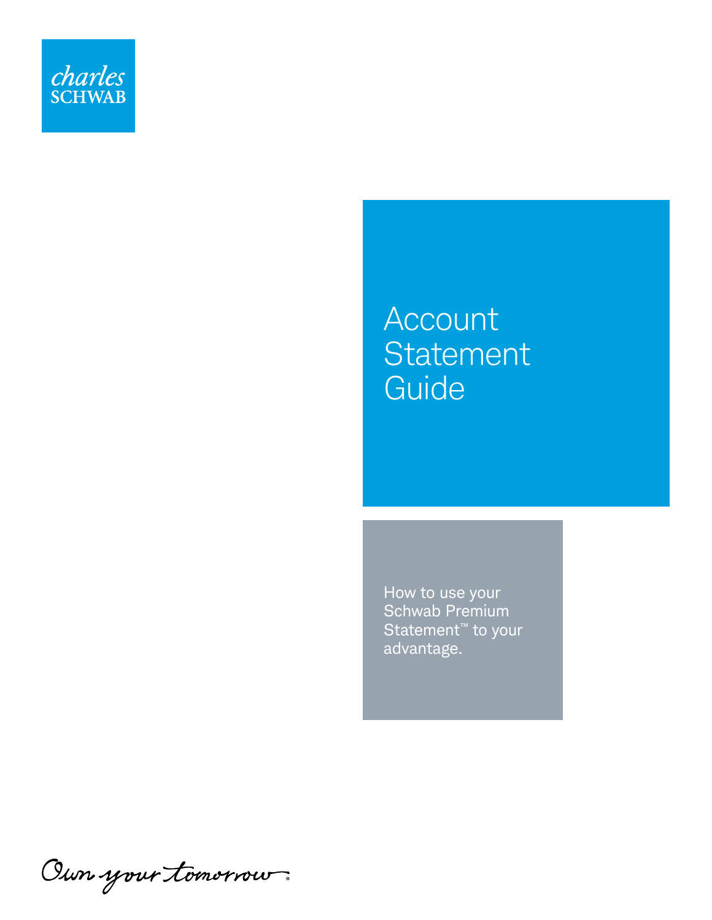charles SCHWAB

# Account Statement Guide

How to use your Schwab Premium Statement™ to your advantage.

Own your tomorrow.®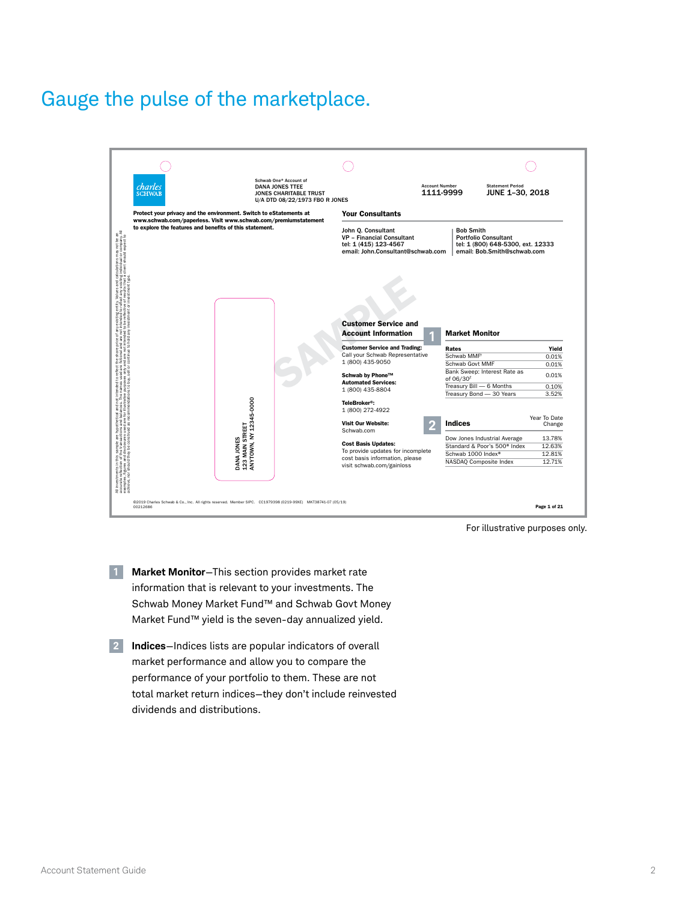# Gauge the pulse of the marketplace.

charles SCHWAB

Schwab One® Account of
DANA JONES TTEE
JONES CHARITABLE TRUST
U/A DTD 08/22/1973 FBO R JONES

Account Number
**1111-9999**

Statement Period
**JUNE 1–30, 2018**

**Protect your privacy and the environment. Switch to eStatements at www.schwab.com/paperless. Visit www.schwab.com/premiumstatement to explore the features and benefits of this statement.**

DANA JONES
123 MAIN STREET
ANYTOWN, NY 12345-0000

### Your Consultants

John Q. Consultant
VP – Financial Consultant
tel: 1 (415) 123-4567
email: John.Consultant@schwab.com

Bob Smith
Portfolio Consultant
tel: 1 (800) 648-5300, ext. 12333
email: Bob.Smith@schwab.com

### Customer Service and Account Information

**Customer Service and Trading:**
Call your Schwab Representative
1 (800) 435-9050

**Schwab by Phone™ Automated Services:**
1 (800) 435-8804

**TeleBroker®:**
1 (800) 272-4922

**Visit Our Website:**
Schwab.com

**Cost Basis Updates:**
To provide updates for incomplete cost basis information, please visit schwab.com/gainloss

### 1 Market Monitor

| Rates | Yield |
|---|---|
| Schwab MMF[1] | 0.01% |
| Schwab Govt MMF | 0.01% |
| Bank Sweep: Interest Rate as of 06/30[2] | 0.01% |
| Treasury Bill — 6 Months | 0.10% |
| Treasury Bond — 30 Years | 3.52% |

### 2 Indices

| Indices | Year To Date Change |
|---|---|
| Dow Jones Industrial Average | 13.78% |
| Standard & Poor's 500® Index | 12.63% |
| Schwab 1000 Index® | 12.81% |
| NASDAQ Composite Index | 12.71% |

©2019 Charles Schwab & Co., Inc. All rights reserved. Member SIPC. CC1979398 (0219-99XE) MKT38741-07 (05/19)
00212686

Page 1 of 21

For illustrative purposes only.

**1** **Market Monitor**—This section provides market rate information that is relevant to your investments. The Schwab Money Market Fund™ and Schwab Govt Money Market Fund™ yield is the seven-day annualized yield.

**2** **Indices**—Indices lists are popular indicators of overall market performance and allow you to compare the performance of your portfolio to them. These are not total market return indices—they don't include reinvested dividends and distributions.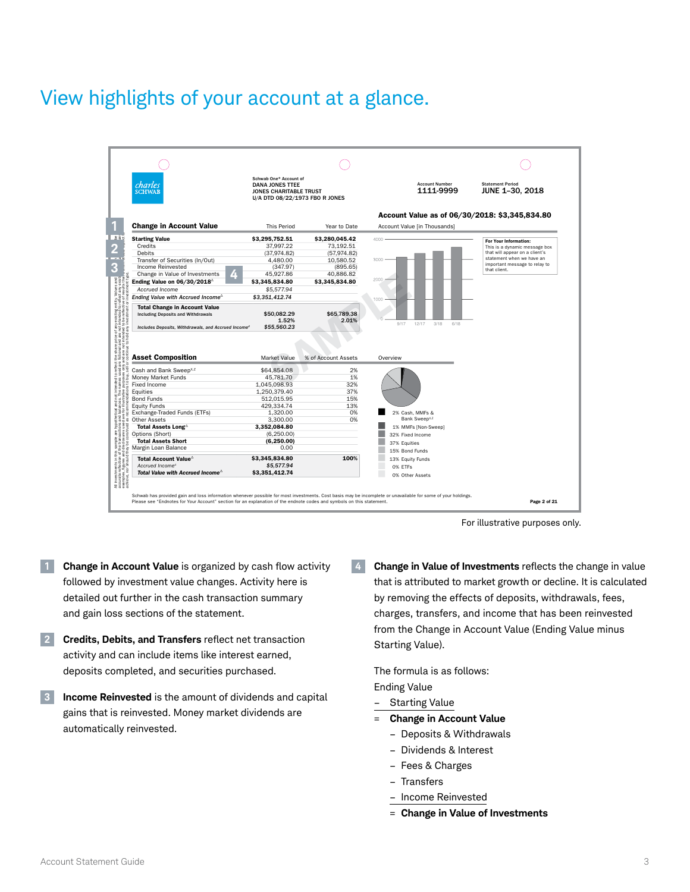# View highlights of your account at a glance.

Schwab One® Account of
DANA JONES TTEE
JONES CHARITABLE TRUST
U/A DTD 08/22/1973 FBO R JONES

Account Number 1111-9999

Statement Period JUNE 1–30, 2018

Account Value as of 06/30/2018: $3,345,834.80

| Change in Account Value | This Period | Year to Date |
|---|---|---|
| Starting Value | $3,295,752.51 | $3,280,045.42 |
| Credits | 37,997.22 | 73,192.51 |
| Debits | (37,974.82) | (57,974.82) |
| Transfer of Securities (In/Out) | 4,480.00 | 10,580.52 |
| Income Reinvested | (347.97) | (895.65) |
| Change in Value of Investments | 45,927.86 | 40,886.82 |
| Ending Value on 06/30/2018 | $3,345,834.80 | $3,345,834.80 |
| *Accrued Income* | *$5,577.94* | |
| *Ending Value with Accrued Income* | *$3,351,412.74* | |
| Total Change in Account Value Including Deposits and Withdrawals | $50,082.29 1.52% | $65,789.38 2.01% |
| *Includes Deposits, Withdrawals, and Accrued Income* | *$55,560.23* | |

Account Value [in Thousands]

For Your Information: This is a dynamic message box that will appear on a client's statement when we have an important message to relay to that client.

| Asset Composition | Market Value | % of Account Assets |
|---|---|---|
| Cash and Bank Sweep | $64,854.08 | 2% |
| Money Market Funds | 45,781.70 | 1% |
| Fixed Income | 1,045,098.93 | 32% |
| Equities | 1,250,379.40 | 37% |
| Bond Funds | 512,015.95 | 15% |
| Equity Funds | 429,334.74 | 13% |
| Exchange-Traded Funds (ETFs) | 1,320.00 | 0% |
| Other Assets | 3,300.00 | 0% |
| Total Assets Long | 3,352,084.80 | |
| Options (Short) | (6,250.00) | |
| Total Assets Short | (6,250.00) | |
| Margin Loan Balance | 0.00 | |
| Total Account Value | $3,345,834.80 | 100% |
| *Accrued Income* | *$5,577.94* | |
| *Total Value with Accrued Income* | *$3,351,412.74* | |

Overview: 2% Cash, MMFs & Bank Sweep; 1% MMFs [Non-Sweep]; 32% Fixed Income; 37% Equities; 15% Bond Funds; 13% Equity Funds; 0% ETFs; 0% Other Assets

Schwab has provided gain and loss information whenever possible for most investments. Cost basis may be incomplete or unavailable for some of your holdings. Please see "Endnotes for Your Account" section for an explanation of the endnote codes and symbols on this statement.

For illustrative purposes only.

1. **Change in Account Value** is organized by cash flow activity followed by investment value changes. Activity here is detailed out further in the cash transaction summary and gain loss sections of the statement.

2. **Credits, Debits, and Transfers** reflect net transaction activity and can include items like interest earned, deposits completed, and securities purchased.

3. **Income Reinvested** is the amount of dividends and capital gains that is reinvested. Money market dividends are automatically reinvested.

4. **Change in Value of Investments** reflects the change in value that is attributed to market growth or decline. It is calculated by removing the effects of deposits, withdrawals, fees, charges, transfers, and income that has been reinvested from the Change in Account Value (Ending Value minus Starting Value).

The formula is as follows:

Ending Value
– Starting Value
= **Change in Account Value**
  – Deposits & Withdrawals
  – Dividends & Interest
  – Fees & Charges
  – Transfers
  – Income Reinvested
  = **Change in Value of Investments**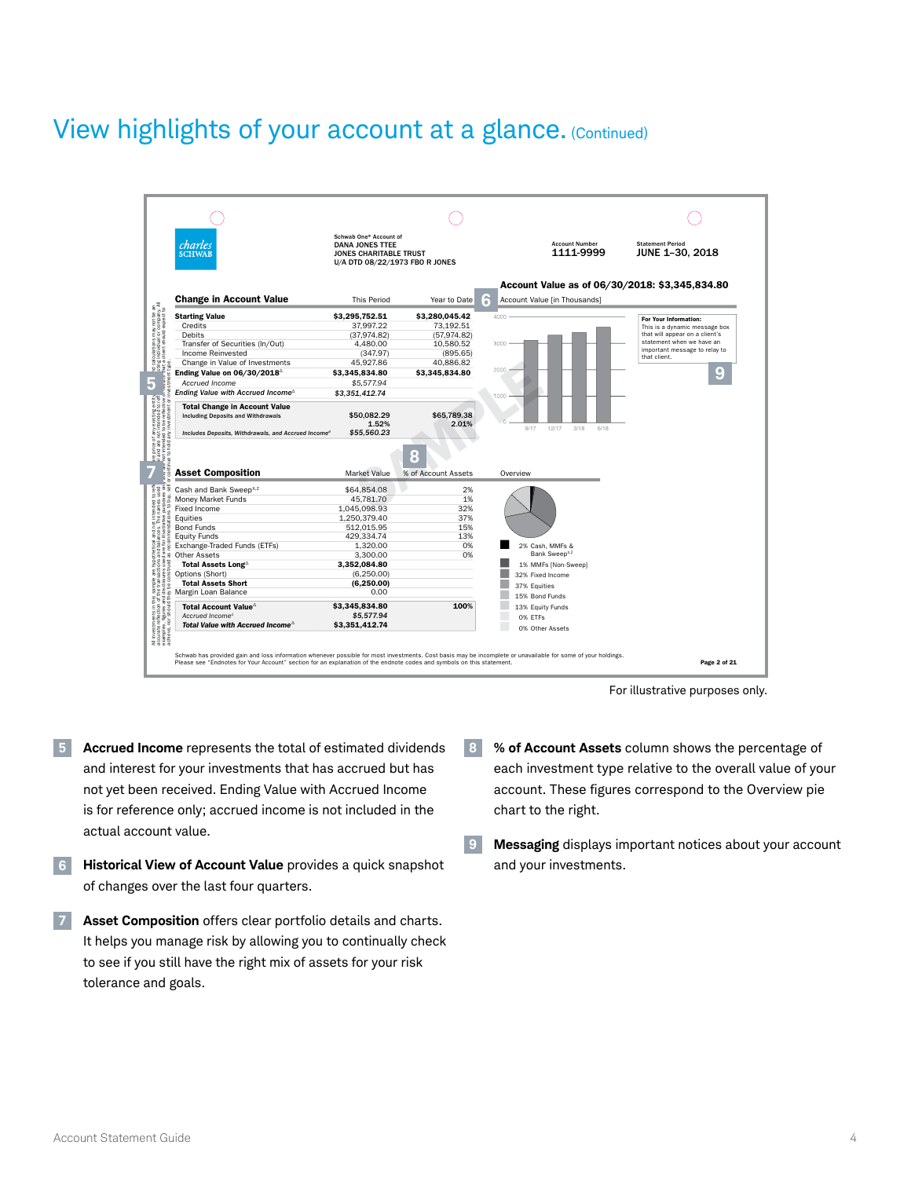# View highlights of your account at a glance. (Continued)

charles SCHWAB

Schwab One® Account of
DANA JONES TTEE
JONES CHARITABLE TRUST
U/A DTD 08/22/1973 FBO R JONES

Account Number
1111-9999

Statement Period
JUNE 1–30, 2018

**Account Value as of 06/30/2018: $3,345,834.80**

| Change in Account Value | This Period | Year to Date |
|---|---|---|
| **Starting Value** | **$3,295,752.51** | **$3,280,045.42** |
| Credits | 37,997.22 | 73,192.51 |
| Debits | (37,974.82) | (57,974.82) |
| Transfer of Securities (In/Out) | 4,480.00 | 10,580.52 |
| Income Reinvested | (347.97) | (895.65) |
| Change in Value of Investments | 45,927.86 | 40,886.82 |
| **Ending Value on 06/30/2018**[Δ] | **$3,345,834.80** | **$3,345,834.80** |
| *Accrued Income* | *$5,577.94* | |
| *Ending Value with Accrued Income*[Δ] | *$3,351,412.74* | |
| **Total Change in Account Value** Including Deposits and Withdrawals | **$50,082.29** | **$65,789.38** |
| | **1.52%** | **2.01%** |
| *Includes Deposits, Withdrawals, and Accrued Income*[Δ] | *$55,560.23* | |

Account Value [in Thousands]

For Your Information:
This is a dynamic message box that will appear on a client's statement when we have an important message to relay to that client.

| Asset Composition | Market Value | % of Account Assets |
|---|---|---|
| Cash and Bank Sweep[X,Z] | $64,854.08 | 2% |
| Money Market Funds | 45,781.70 | 1% |
| Fixed Income | 1,045,098.93 | 32% |
| Equities | 1,250,379.40 | 37% |
| Bond Funds | 512,015.95 | 15% |
| Equity Funds | 429,334.74 | 13% |
| Exchange-Traded Funds (ETFs) | 1,320.00 | 0% |
| Other Assets | 3,300.00 | 0% |
| **Total Assets Long**[Δ] | **3,352,084.80** | |
| Options (Short) | (6,250.00) | |
| **Total Assets Short** | **(6,250.00)** | |
| Margin Loan Balance | 0.00 | |
| **Total Account Value**[Δ] | **$3,345,834.80** | **100%** |
| *Accrued Income*[Δ] | *$5,577.94* | |
| ***Total Value with Accrued Income***[Δ] | **$3,351,412.74** | |

Overview

- 2% Cash, MMFs & Bank Sweep[X,Z]
- 1% MMFs [Non-Sweep]
- 32% Fixed Income
- 37% Equities
- 15% Bond Funds
- 13% Equity Funds
- 0% ETFs
- 0% Other Assets

Schwab has provided gain and loss information whenever possible for most investments. Cost basis may be incomplete or unavailable for some of your holdings. Please see "Endnotes for Your Account" section for an explanation of the endnote codes and symbols on this statement.

For illustrative purposes only.

**5** **Accrued Income** represents the total of estimated dividends and interest for your investments that has accrued but has not yet been received. Ending Value with Accrued Income is for reference only; accrued income is not included in the actual account value.

**6** **Historical View of Account Value** provides a quick snapshot of changes over the last four quarters.

**7** **Asset Composition** offers clear portfolio details and charts. It helps you manage risk by allowing you to continually check to see if you still have the right mix of assets for your risk tolerance and goals.

**8** **% of Account Assets** column shows the percentage of each investment type relative to the overall value of your account. These figures correspond to the Overview pie chart to the right.

**9** **Messaging** displays important notices about your account and your investments.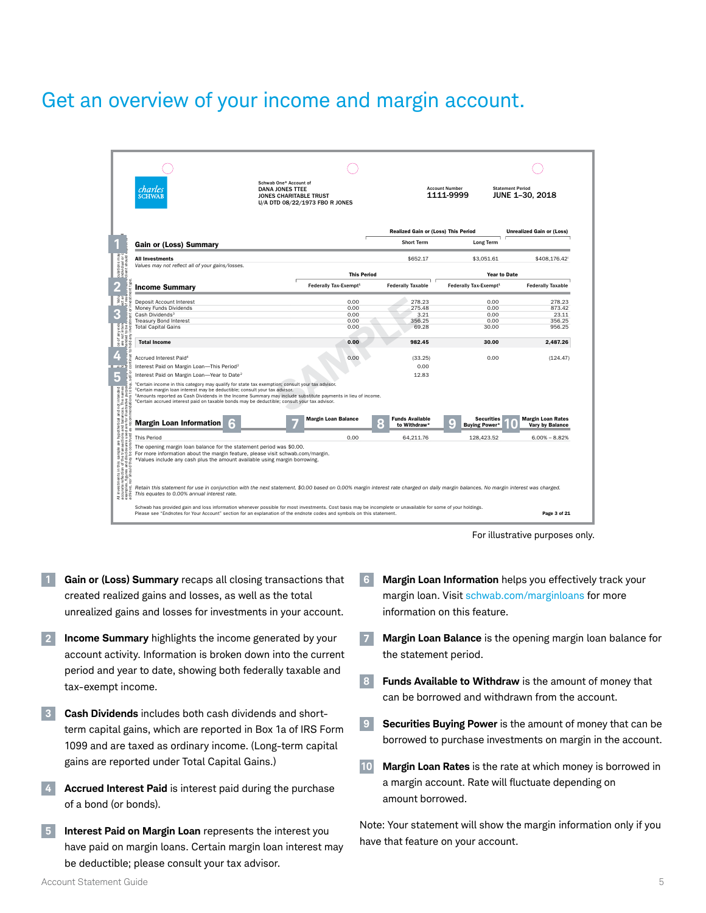# Get an overview of your income and margin account.

charles SCHWAB

Schwab One® Account of
DANA JONES TTEE
JONES CHARITABLE TRUST
U/A DTD 08/22/1973 FBO R JONES

Account Number
1111-9999

Statement Period
JUNE 1–30, 2018

| 1 Gain or (Loss) Summary | Realized Gain or (Loss) This Period – Short Term | Realized Gain or (Loss) This Period – Long Term | Unrealized Gain or (Loss) |
|---|---|---|---|
| All Investments *Values may not reflect all of your gains/losses.* | $652.17 | $3,051.61 | $408,176.42 |

| 2 Income Summary | This Period – Federally Tax-Exempt[1] | This Period – Federally Taxable | Year to Date – Federally Tax-Exempt[1] | Year to Date – Federally Taxable |
|---|---|---|---|---|
| Deposit Account Interest | 0.00 | 278.23 | 0.00 | 278.23 |
| Money Funds Dividends | 0.00 | 275.48 | 0.00 | 873.42 |
| 3 Cash Dividends[3] | 0.00 | 3.21 | 0.00 | 23.11 |
| Treasury Bond Interest | 0.00 | 356.25 | 0.00 | 356.25 |
| Total Capital Gains | 0.00 | 69.28 | 30.00 | 956.25 |
| **Total Income** | **0.00** | **982.45** | **30.00** | **2,487.26** |
| 4 Accrued Interest Paid[4] | 0.00 | (33.25) | 0.00 | (124.47) |
| 5 Interest Paid on Margin Loan—This Period[2] | | 0.00 | | |
| Interest Paid on Margin Loan—Year to Date[2] | | 12.83 | | |

[1] Certain income in this category may qualify for state tax exemption; consult your tax advisor.
[2] Certain margin loan interest may be deductible; consult your tax advisor.
[3] Amounts reported as Cash Dividends in the Income Summary may include substitute payments in lieu of income.
[4] Certain accrued interest paid on taxable bonds may be deductible; consult your tax advisor.

| 6 Margin Loan Information | 7 Margin Loan Balance | 8 Funds Available to Withdraw* | 9 Securities Buying Power* | 10 Margin Loan Rates Vary by Balance |
|---|---|---|---|---|
| This Period | 0.00 | 64,211.76 | 128,423.52 | 6.00% – 8.82% |

The opening margin loan balance for the statement period was $0.00.
For more information about the margin feature, please visit schwab.com/margin.
*Values include any cash plus the amount available using margin borrowing.

*Retain this statement for use in conjunction with the next statement. $0.00 based on 0.00% margin interest rate charged on daily margin balances. No margin interest was charged. This equates to 0.00% annual interest rate.*

Schwab has provided gain and loss information whenever possible for most investments. Cost basis may be incomplete or unavailable for some of your holdings.
Please see "Endnotes for Your Account" section for an explanation of the endnote codes and symbols on this statement.

Page 3 of 21

For illustrative purposes only.

1. **Gain or (Loss) Summary** recaps all closing transactions that created realized gains and losses, as well as the total unrealized gains and losses for investments in your account.

2. **Income Summary** highlights the income generated by your account activity. Information is broken down into the current period and year to date, showing both federally taxable and tax-exempt income.

3. **Cash Dividends** includes both cash dividends and short-term capital gains, which are reported in Box 1a of IRS Form 1099 and are taxed as ordinary income. (Long-term capital gains are reported under Total Capital Gains.)

4. **Accrued Interest Paid** is interest paid during the purchase of a bond (or bonds).

5. **Interest Paid on Margin Loan** represents the interest you have paid on margin loans. Certain margin loan interest may be deductible; please consult your tax advisor.

6. **Margin Loan Information** helps you effectively track your margin loan. Visit schwab.com/marginloans for more information on this feature.

7. **Margin Loan Balance** is the opening margin loan balance for the statement period.

8. **Funds Available to Withdraw** is the amount of money that can be borrowed and withdrawn from the account.

9. **Securities Buying Power** is the amount of money that can be borrowed to purchase investments on margin in the account.

10. **Margin Loan Rates** is the rate at which money is borrowed in a margin account. Rate will fluctuate depending on amount borrowed.

Note: Your statement will show the margin information only if you have that feature on your account.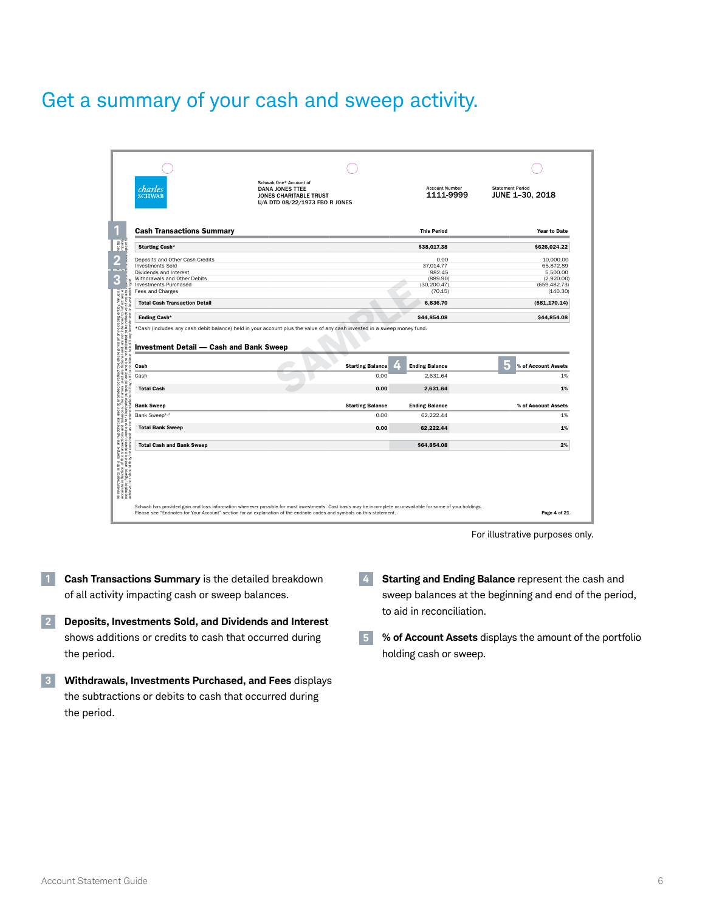# Get a summary of your cash and sweep activity.

Schwab One® Account of
DANA JONES TTEE
JONES CHARITABLE TRUST
U/A DTD 08/22/1973 FBO R JONES

Account Number
1111-9999

Statement Period
JUNE 1–30, 2018

## Cash Transactions Summary

| Cash Transactions Summary | This Period | Year to Date |
|---|---|---|
| **Starting Cash*** | **$38,017.38** | **$626,024.22** |
| Deposits and Other Cash Credits | 0.00 | 10,000.00 |
| Investments Sold | 37,014.77 | 65,872.89 |
| Dividends and Interest | 982.45 | 5,500.00 |
| Withdrawals and Other Debits | (889.90) | (2,920.00) |
| Investments Purchased | (30,200.47) | (659,482.73) |
| Fees and Charges | (70.15) | (140.30) |
| **Total Cash Transaction Detail** | **6,836.70** | **(581,170.14)** |
| **Ending Cash*** | **$44,854.08** | **$44,854.08** |

*Cash (includes any cash debit balance) held in your account plus the value of any cash invested in a sweep money fund.

## Investment Detail — Cash and Bank Sweep

| Cash | Starting Balance | Ending Balance | % of Account Assets |
|---|---|---|---|
| Cash | 0.00 | 2,631.64 | 1% |
| **Total Cash** | **0.00** | **2,631.64** | **1%** |

| Bank Sweep | Starting Balance | Ending Balance | % of Account Assets |
|---|---|---|---|
| Bank Sweep[X, Z] | 0.00 | 62,222.44 | 1% |
| **Total Bank Sweep** | **0.00** | **62,222.44** | **1%** |
| **Total Cash and Bank Sweep** | | **$64,854.08** | **2%** |

Schwab has provided gain and loss information whenever possible for most investments. Cost basis may be incomplete or unavailable for some of your holdings.
Please see "Endnotes for Your Account" section for an explanation of the endnote codes and symbols on this statement.

For illustrative purposes only.

1. **Cash Transactions Summary** is the detailed breakdown of all activity impacting cash or sweep balances.
2. **Deposits, Investments Sold, and Dividends and Interest** shows additions or credits to cash that occurred during the period.
3. **Withdrawals, Investments Purchased, and Fees** displays the subtractions or debits to cash that occurred during the period.
4. **Starting and Ending Balance** represent the cash and sweep balances at the beginning and end of the period, to aid in reconciliation.
5. **% of Account Assets** displays the amount of the portfolio holding cash or sweep.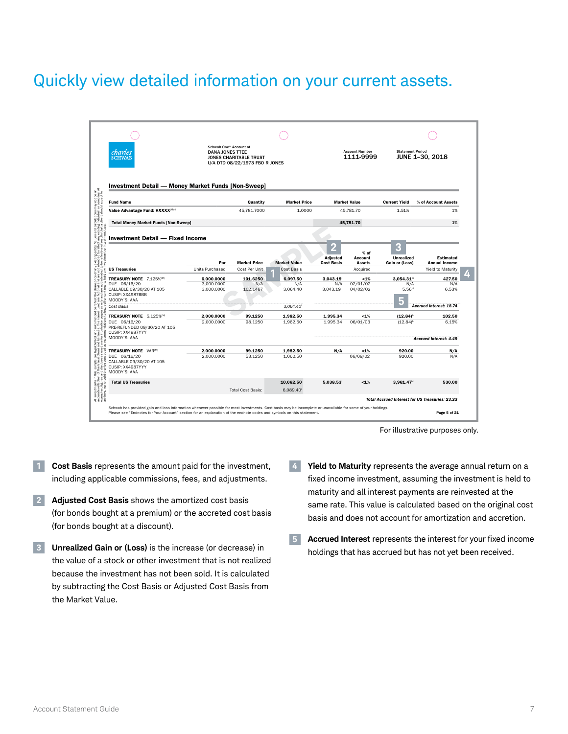# Quickly view detailed information on your current assets.

Schwab One® Account of
DANA JONES TTEE
JONES CHARITABLE TRUST
U/A DTD 08/22/1973 FBO R JONES

Account Number
1111-9999

Statement Period
JUNE 1–30, 2018

**Investment Detail — Money Market Funds [Non-Sweep]**

| Fund Name | Quantity | Market Price | Market Value | Current Yield | % of Account Assets |
|---|---|---|---|---|---|
| Value Advantage Fund: VXXXX | 45,781.7000 | 1.0000 | 45,781.70 | 1.51% | 1% |
| Total Money Market Funds [Non-Sweep] | | | 45,781.70 | | 1% |

**Investment Detail — Fixed Income**

| US Treasuries | Par / Units Purchased | Market Price / Cost Per Unit | Market Value / Cost Basis | Adjusted Cost Basis | % of Account Assets / Acquired | Unrealized Gain or (Loss) | Estimated Annual Income / Yield to Maturity |
|---|---|---|---|---|---|---|---|
| TREASURY NOTE 7.125% | 6,000.0000 | 101.6250 | 6,097.50 | 3,043.19 | <1% | 3,054.31 | 427.50 |
| DUE 06/16/20 | 3,000.0000 | N/A | N/A | N/A | 02/01/02 | N/A | N/A |
| CALLABLE 09/30/20 AT 105 | 3,000.0000 | 102.1467 | 3,064.40 | 3,043.19 | 04/02/02 | 5.56 | 6.53% |
| CUSIP: XX4987BBB | | | | | | | |
| MOODY'S: AAA | | | | | | | |
| Cost Basis | | | 3,064.40 | | | | Accrued Interest: 18.74 |
| TREASURY NOTE 5.125% | 2,000.0000 | 99.1250 | 1,982.50 | 1,995.34 | <1% | (12.84) | 102.50 |
| DUE 06/16/20 | 2,000.0000 | 98.1250 | 1,962.50 | 1,995.34 | 06/01/03 | (12.84) | 6.15% |
| PRE-REFUNDED 09/30/20 AT 105 | | | | | | | |
| CUSIP: XX4987YYY | | | | | | | |
| MOODY'S: AAA | | | | | | | Accrued Interest: 4.49 |
| TREASURY NOTE VAR | 2,000.0000 | 99.1250 | 1,982.50 | N/A | <1% | 920.00 | N/A |
| DUE 06/16/20 | 2,000.0000 | 53.1250 | 1,062.50 | | 06/09/02 | 920.00 | N/A |
| CALLABLE 09/30/20 AT 105 | | | | | | | |
| CUSIP: XX4987YYY | | | | | | | |
| MOODY'S: AAA | | | | | | | |
| Total US Treasuries | | | 10,062.50 | 5,038.53 | <1% | 3,961.47 | 530.00 |
| | | Total Cost Basis: | 6,089.40 | | | | |

*Total Accrued Interest for US Treasuries: 23.23*

Schwab has provided gain and loss information whenever possible for most investments. Cost basis may be incomplete or unavailable for some of your holdings. Please see "Endnotes for Your Account" section for an explanation of the endnote codes and symbols on this statement.

Page 5 of 21

For illustrative purposes only.

1. **Cost Basis** represents the amount paid for the investment, including applicable commissions, fees, and adjustments.
2. **Adjusted Cost Basis** shows the amortized cost basis (for bonds bought at a premium) or the accreted cost basis (for bonds bought at a discount).
3. **Unrealized Gain or (Loss)** is the increase (or decrease) in the value of a stock or other investment that is not realized because the investment has not been sold. It is calculated by subtracting the Cost Basis or Adjusted Cost Basis from the Market Value.
4. **Yield to Maturity** represents the average annual return on a fixed income investment, assuming the investment is held to maturity and all interest payments are reinvested at the same rate. This value is calculated based on the original cost basis and does not account for amortization and accretion.
5. **Accrued Interest** represents the interest for your fixed income holdings that has accrued but has not yet been received.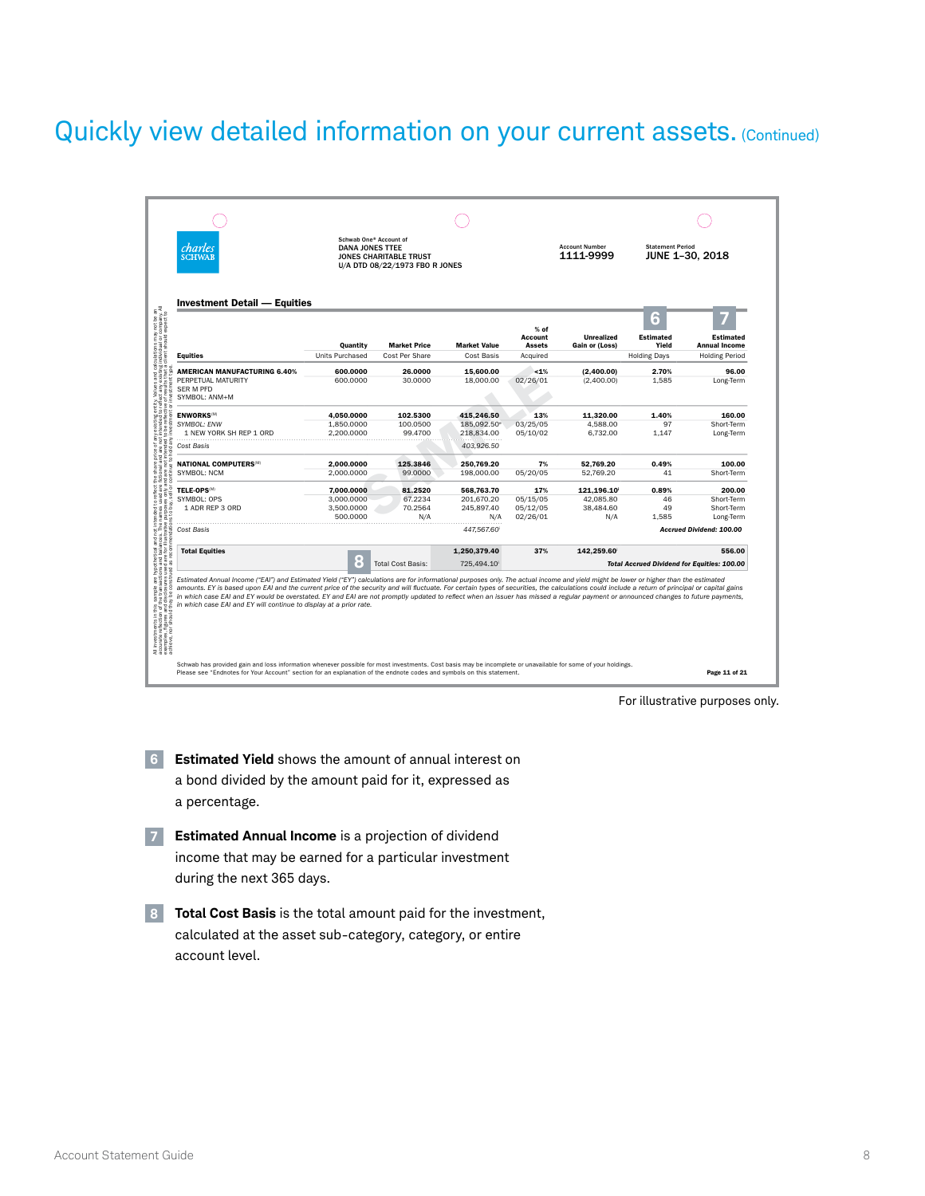# Quickly view detailed information on your current assets. (Continued)

Schwab One® Account of
DANA JONES TTEE
JONES CHARITABLE TRUST
U/A DTD 08/22/1973 FBO R JONES

Account Number
1111-9999

Statement Period
JUNE 1–30, 2018

## Investment Detail — Equities

| Equities | Quantity / Units Purchased | Market Price / Cost Per Share | Market Value / Cost Basis | % of Account Assets / Acquired | Unrealized Gain or (Loss) | 6 Estimated Yield / Holding Days | 7 Estimated Annual Income / Holding Period |
|---|---|---|---|---|---|---|---|
| **AMERICAN MANUFACTURING 6.40%** | **600.0000** | **26.0000** | **15,600.00** | **<1%** | **(2,400.00)** | **2.70%** | **96.00** |
| PERPETUAL MATURITY SER M PFD SYMBOL: ANM+M | 600.0000 | 30.0000 | 18,000.00 | 02/26/01 | (2,400.00) | 1,585 | Long-Term |
| **ENWORKS**[M] | **4,050.0000** | **102.5300** | **415,246.50** | **13%** | **11,320.00** | **1.40%** | **160.00** |
| *SYMBOL: ENW* | 1,850.0000 | 100.0500 | 185,092.50* | 03/25/05 | 4,588.00 | 97 | Short-Term |
| 1 NEW YORK SH REP 1 ORD | 2,200.0000 | 99.4700 | 218,834.00 | 05/10/02 | 6,732.00 | 1,147 | Long-Term |
| *Cost Basis* | | | *403,926.50* | | | | |
| **NATIONAL COMPUTERS**[M] | **2,000.0000** | **125.3846** | **250,769.20** | **7%** | **52,769.20** | **0.49%** | **100.00** |
| SYMBOL: NCM | 2,000.0000 | 99.0000 | 198,000.00 | 05/20/05 | 52,769.20 | 41 | Short-Term |
| **TELE-OPS**[M] | **7,000.0000** | **81.2520** | **568,763.70** | **17%** | **121,196.10** | **0.89%** | **200.00** |
| SYMBOL: OPS | 3,000.0000 | 67.2234 | 201,670.20 | 05/15/05 | 42,085.80 | 46 | Short-Term |
| 1 ADR REP 3 ORD | 3,500.0000 | 70.2564 | 245,897.40 | 05/12/05 | 38,484.60 | 49 | Short-Term |
| | 500.0000 | N/A | N/A | 02/26/01 | N/A | 1,585 | Long-Term |
| *Cost Basis* | | | *447,567.60* | | | | *Accrued Dividend: 100.00* |
| **Total Equities** | | 8 Total Cost Basis: | **1,250,379.40** / 725,494.10 | **37%** | **142,259.60** | | **556.00** / *Total Accrued Dividend for Equities: 100.00* |

*Estimated Annual Income ("EAI") and Estimated Yield ("EY") calculations are for informational purposes only. The actual income and yield might be lower or higher than the estimated amounts. EY is based upon EAI and the current price of the security and will fluctuate. For certain types of securities, the calculations could include a return of principal or capital gains in which case EAI and EY would be overstated. EY and EAI are not promptly updated to reflect when an issuer has missed a regular payment or announced changes to future payments, in which case EAI and EY will continue to display at a prior rate.*

All investments in this sample are hypothetical and not intended to reflect the share price of any existing entity. Values and calculations may not be an accurate reflection of the transactions and balances. The names used are fictional and are not intended to reflect any existing individual or company. All examples, figures and descriptions used are for illustrative purposes only and are not intended to be a reflection of results that a client should expect to achieve, nor should they be construed as recommendations to buy, sell or continue to hold any investment or investment type.

Schwab has provided gain and loss information whenever possible for most investments. Cost basis may be incomplete or unavailable for some of your holdings.
Please see "Endnotes for Your Account" section for an explanation of the endnote codes and symbols on this statement.

Page 11 of 21

For illustrative purposes only.

**6** **Estimated Yield** shows the amount of annual interest on a bond divided by the amount paid for it, expressed as a percentage.

**7** **Estimated Annual Income** is a projection of dividend income that may be earned for a particular investment during the next 365 days.

**8** **Total Cost Basis** is the total amount paid for the investment, calculated at the asset sub-category, category, or entire account level.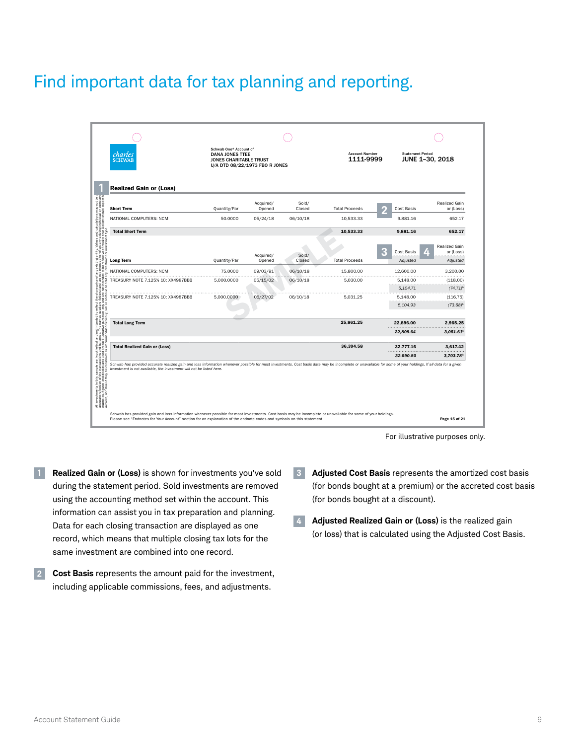# Find important data for tax planning and reporting.

Schwab One® Account of
DANA JONES TTEE
JONES CHARITABLE TRUST
U/A DTD 08/22/1973 FBO R JONES

Account Number
1111-9999

Statement Period
JUNE 1–30, 2018

**1 Realized Gain or (Loss)**

| Short Term | Quantity/Par | Acquired/ Opened | Sold/ Closed | Total Proceeds | 2 Cost Basis | Realized Gain or (Loss) |
|---|---|---|---|---|---|---|
| NATIONAL COMPUTERS: NCM | 50.0000 | 05/24/18 | 06/10/18 | 10,533.33 | 9,881.16 | 652.17 |
| **Total Short Term** | | | | **10,533.33** | **9,881.16** | **652.17** |

| Long Term | Quantity/Par | Acquired/ Opened | Sold/ Closed | Total Proceeds | 3 Cost Basis *Adjusted* | 4 Realized Gain or (Loss) *Adjusted* |
|---|---|---|---|---|---|---|
| NATIONAL COMPUTERS: NCM | 75.0000 | 09/03/91 | 06/10/18 | 15,800.00 | 12,600.00 | 3,200.00 |
| TREASURY NOTE 7.125% 10: XX4987BBB | 5,000.0000 | 05/15/02 | 06/10/18 | 5,030.00 | 5,148.00 | (118.00) |
| | | | | | *5,104.71* | *(74.71)*[b] |
| TREASURY NOTE 7.125% 10: XX4987BBB | 5,000.0000 | 05/27/02 | 06/10/18 | 5,031.25 | 5,148.00 | (116.75) |
| | | | | | *5,104.93* | *(73.68)*[b] |
| **Total Long Term** | | | | **25,861.25** | **22,896.00** | **2,965.25** |
| | | | | | ***22,809.64*** | ***3,051.61***[b] |
| **Total Realized Gain or (Loss)** | | | | **36,394.58** | **32,777.16** | **3,617.42** |
| | | | | | ***32,690.80*** | ***3,703.78***[b] |

*Schwab has provided accurate realized gain and loss information whenever possible for most investments. Cost basis data may be incomplete or unavailable for some of your holdings. If all data for a given investment is not available, the investment will not be listed here.*

Schwab has provided gain and loss information whenever possible for most investments. Cost basis may be incomplete or unavailable for some of your holdings. Please see "Endnotes for Your Account" section for an explanation of the endnote codes and symbols on this statement.

Page 15 of 21

All investments in this sample are hypothetical and not intended to reflect the share price of any existing entity. Values and calculations may not be accurate reflection of the transactions and balances. The names used are fictional and are not intended to reflect any existing individual or company. Examples, figures and descriptions used are for illustrative purposes only and are not intended to be reflective of results that a client should expect to achieve, nor should they be construed as recommendations to buy, sell or continue to hold any investment or investment type.

For illustrative purposes only.

**1** **Realized Gain or (Loss)** is shown for investments you've sold during the statement period. Sold investments are removed using the accounting method set within the account. This information can assist you in tax preparation and planning. Data for each closing transaction are displayed as one record, which means that multiple closing tax lots for the same investment are combined into one record.

**2** **Cost Basis** represents the amount paid for the investment, including applicable commissions, fees, and adjustments.

**3** **Adjusted Cost Basis** represents the amortized cost basis (for bonds bought at a premium) or the accreted cost basis (for bonds bought at a discount).

**4** **Adjusted Realized Gain or (Loss)** is the realized gain (or loss) that is calculated using the Adjusted Cost Basis.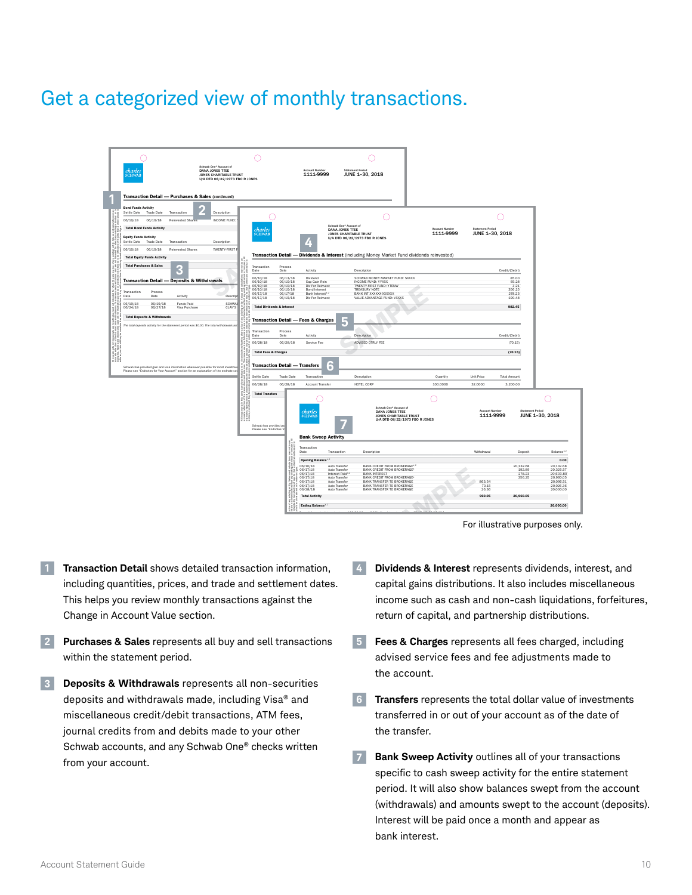# Get a categorized view of monthly transactions.

For illustrative purposes only.

1. **Transaction Detail** shows detailed transaction information, including quantities, prices, and trade and settlement dates. This helps you review monthly transactions against the Change in Account Value section.

2. **Purchases & Sales** represents all buy and sell transactions within the statement period.

3. **Deposits & Withdrawals** represents all non-securities deposits and withdrawals made, including Visa® and miscellaneous credit/debit transactions, ATM fees, journal credits from and debits made to your other Schwab accounts, and any Schwab One® checks written from your account.

4. **Dividends & Interest** represents dividends, interest, and capital gains distributions. It also includes miscellaneous income such as cash and non-cash liquidations, forfeitures, return of capital, and partnership distributions.

5. **Fees & Charges** represents all fees charged, including advised service fees and fee adjustments made to the account.

6. **Transfers** represents the total dollar value of investments transferred in or out of your account as of the date of the transfer.

7. **Bank Sweep Activity** outlines all of your transactions specific to cash sweep activity for the entire statement period. It will also show balances swept from the account (withdrawals) and amounts swept to the account (deposits). Interest will be paid once a month and appear as bank interest.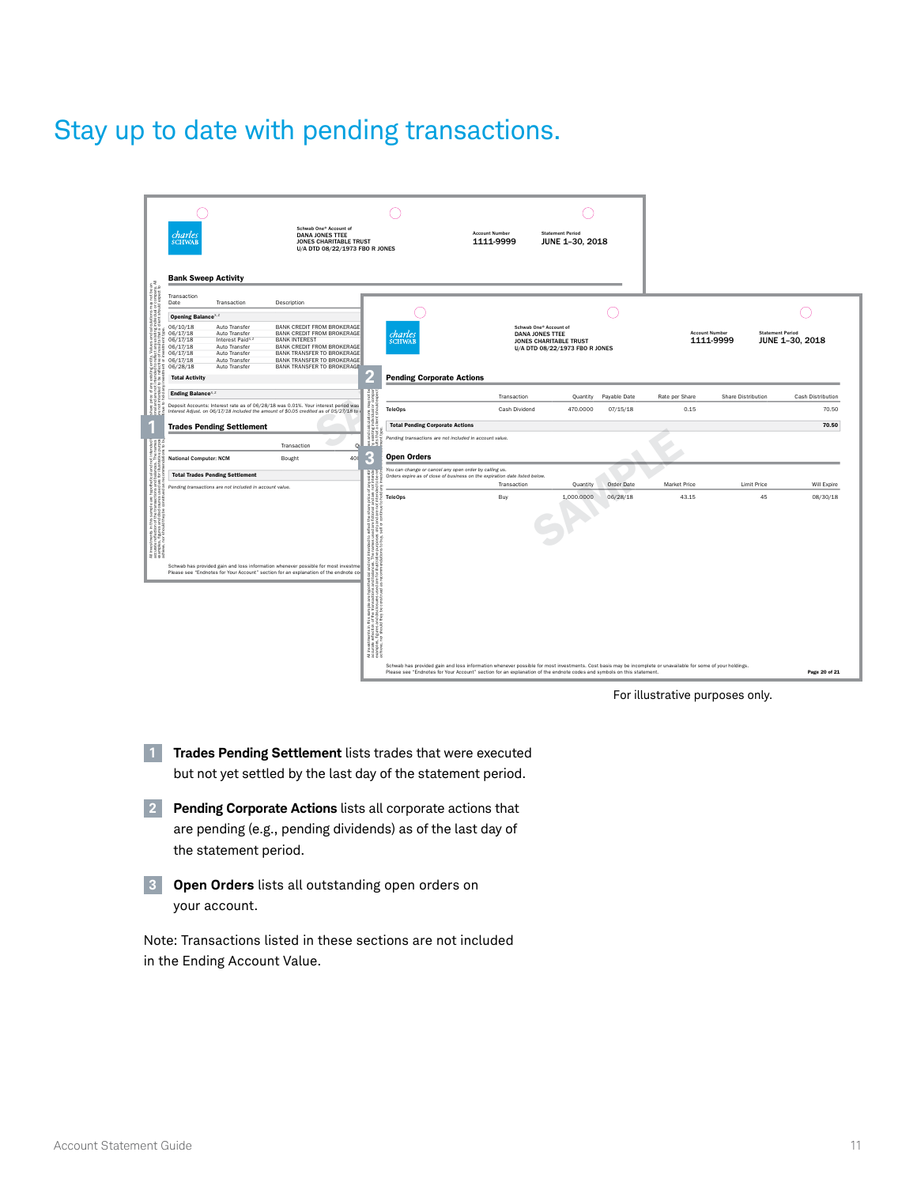# Stay up to date with pending transactions.

For illustrative purposes only.

1. **Trades Pending Settlement** lists trades that were executed but not yet settled by the last day of the statement period.

2. **Pending Corporate Actions** lists all corporate actions that are pending (e.g., pending dividends) as of the last day of the statement period.

3. **Open Orders** lists all outstanding open orders on your account.

Note: Transactions listed in these sections are not included in the Ending Account Value.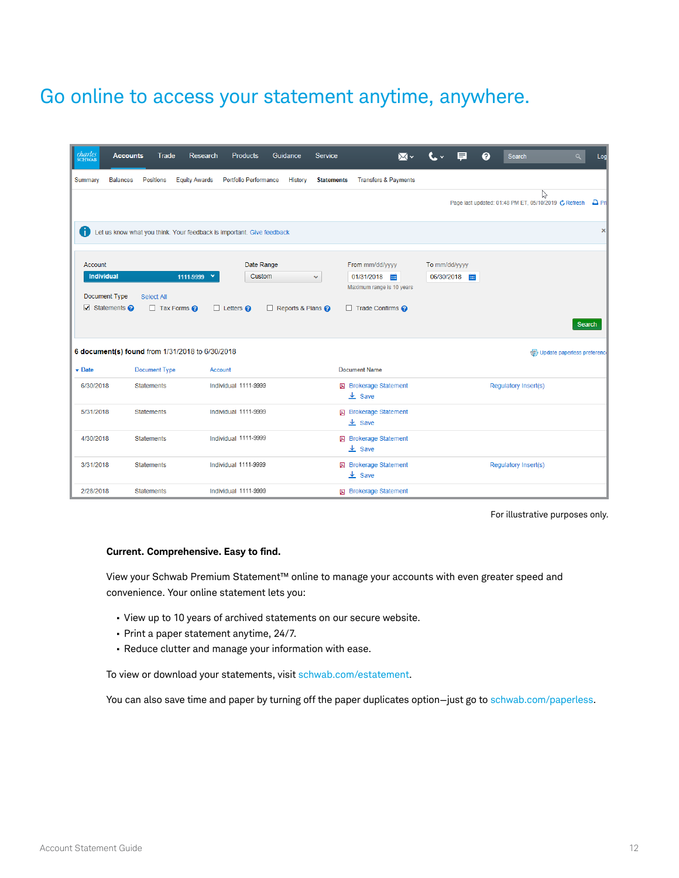# Go online to access your statement anytime, anywhere.

For illustrative purposes only.

**Current. Comprehensive. Easy to find.**

View your Schwab Premium Statement™ online to manage your accounts with even greater speed and convenience. Your online statement lets you:

- View up to 10 years of archived statements on our secure website.
- Print a paper statement anytime, 24/7.
- Reduce clutter and manage your information with ease.

To view or download your statements, visit schwab.com/estatement.

You can also save time and paper by turning off the paper duplicates option—just go to schwab.com/paperless.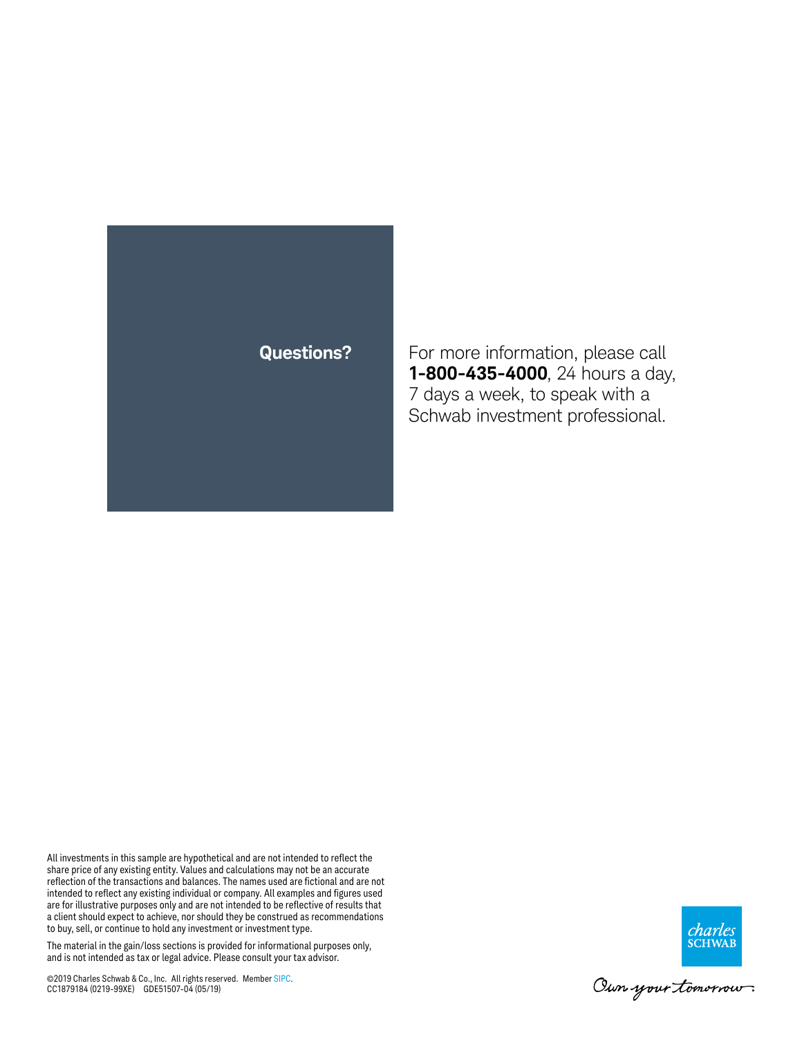**Questions?**

For more information, please call **1-800-435-4000**, 24 hours a day, 7 days a week, to speak with a Schwab investment professional.

All investments in this sample are hypothetical and are not intended to reflect the share price of any existing entity. Values and calculations may not be an accurate reflection of the transactions and balances. The names used are fictional and are not intended to reflect any existing individual or company. All examples and figures used are for illustrative purposes only and are not intended to be reflective of results that a client should expect to achieve, nor should they be construed as recommendations to buy, sell, or continue to hold any investment or investment type.

The material in the gain/loss sections is provided for informational purposes only, and is not intended as tax or legal advice. Please consult your tax advisor.

©2019 Charles Schwab & Co., Inc. All rights reserved. Member SIPC.
CC1879184 (0219-99XE) GDE51507-04 (05/19)

charles SCHWAB

Own your tomorrow.